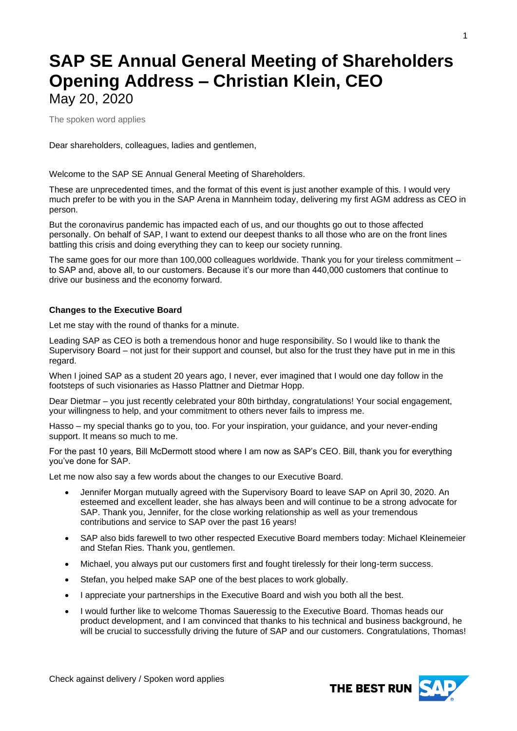# SAP SE Annual General Meeting of Shareholders Opening Address – Christian Klein, CEO

May 20, 2020

The spoken word applies

Dear shareholders, colleagues, ladies and gentlemen,

Welcome to the SAP SE Annual General Meeting of Shareholders.

These are unprecedented times, and the format of this event is just another example of this. I would very much prefer to be with you in the SAP Arena in Mannheim today, delivering my first AGM address as CEO in person.

But the coronavirus pandemic has impacted each of us, and our thoughts go out to those affected personally. On behalf of SAP, I want to extend our deepest thanks to all those who are on the front lines battling this crisis and doing everything they can to keep our society running.

The same goes for our more than 100,000 colleagues worldwide. Thank you for your tireless commitment – to SAP and, above all, to our customers. Because it's our more than 440,000 customers that continue to drive our business and the economy forward.

**Changes to the Executive Board**

Let me stay with the round of thanks for a minute.

Leading SAP as CEO is both a tremendous honor and huge responsibility. So I would like to thank the Supervisory Board – not just for their support and counsel, but also for the trust they have put in me in this regard.

When I joined SAP as a student 20 years ago, I never, ever imagined that I would one day follow in the footsteps of such visionaries as Hasso Plattner and Dietmar Hopp.

Dear Dietmar – you just recently celebrated your 80th birthday, congratulations! Your social engagement, your willingness to help, and your commitment to others never fails to impress me.

Hasso – my special thanks go to you, too. For your inspiration, your guidance, and your never-ending support. It means so much to me.

For the past 10 years, Bill McDermott stood where I am now as SAP's CEO. Bill, thank you for everything you've done for SAP.

Let me now also say a few words about the changes to our Executive Board.

- Jennifer Morgan mutually agreed with the Supervisory Board to leave SAP on April 30, 2020. An esteemed and excellent leader, she has always been and will continue to be a strong advocate for SAP. Thank you, Jennifer, for the close working relationship as well as your tremendous contributions and service to SAP over the past 16 years!
- SAP also bids farewell to two other respected Executive Board members today: Michael Kleinemeier and Stefan Ries. Thank you, gentlemen.
- Michael, you always put our customers first and fought tirelessly for their long-term success.
- Stefan, you helped make SAP one of the best places to work globally.
- I appreciate your partnerships in the Executive Board and wish you both all the best.
- I would further like to welcome Thomas Saueressig to the Executive Board. Thomas heads our product development, and I am convinced that thanks to his technical and business background, he will be crucial to successfully driving the future of SAP and our customers. Congratulations, Thomas!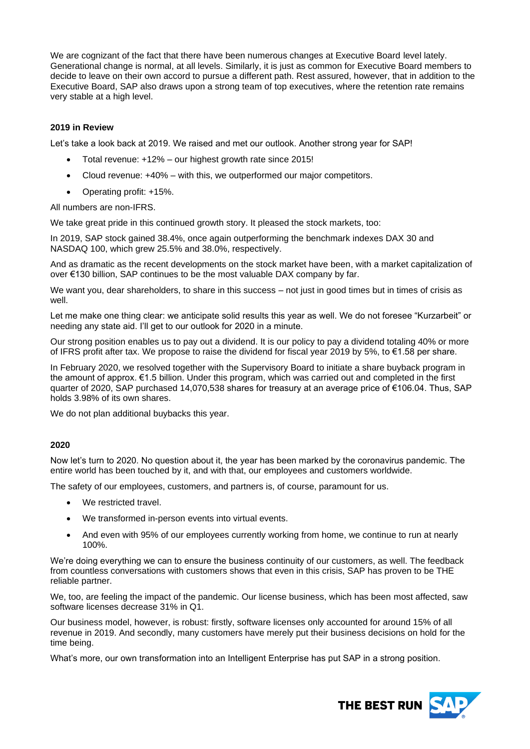We are cognizant of the fact that there have been numerous changes at Executive Board level lately. Generational change is normal, at all levels. Similarly, it is just as common for Executive Board members to decide to leave on their own accord to pursue a different path. Rest assured, however, that in addition to the Executive Board, SAP also draws upon a strong team of top executives, where the retention rate remains very stable at a high level.

**2019 in Review**

Let's take a look back at 2019. We raised and met our outlook. Another strong year for SAP!

- Total revenue: +12% – our highest growth rate since 2015!
- Cloud revenue: +40% – with this, we outperformed our major competitors.
- Operating profit: +15%.

All numbers are non-IFRS.

We take great pride in this continued growth story. It pleased the stock markets, too:

In 2019, SAP stock gained 38.4%, once again outperforming the benchmark indexes DAX 30 and NASDAQ 100, which grew 25.5% and 38.0%, respectively.

And as dramatic as the recent developments on the stock market have been, with a market capitalization of over €130 billion, SAP continues to be the most valuable DAX company by far.

We want you, dear shareholders, to share in this success – not just in good times but in times of crisis as well.

Let me make one thing clear: we anticipate solid results this year as well. We do not foresee "Kurzarbeit" or needing any state aid. I'll get to our outlook for 2020 in a minute.

Our strong position enables us to pay out a dividend. It is our policy to pay a dividend totaling 40% or more of IFRS profit after tax. We propose to raise the dividend for fiscal year 2019 by 5%, to €1.58 per share.

In February 2020, we resolved together with the Supervisory Board to initiate a share buyback program in the amount of approx. €1.5 billion. Under this program, which was carried out and completed in the first quarter of 2020, SAP purchased 14,070,538 shares for treasury at an average price of €106.04. Thus, SAP holds 3.98% of its own shares.

We do not plan additional buybacks this year.

**2020**

Now let's turn to 2020. No question about it, the year has been marked by the coronavirus pandemic. The entire world has been touched by it, and with that, our employees and customers worldwide.

The safety of our employees, customers, and partners is, of course, paramount for us.

- We restricted travel.
- We transformed in-person events into virtual events.
- And even with 95% of our employees currently working from home, we continue to run at nearly 100%.

We're doing everything we can to ensure the business continuity of our customers, as well. The feedback from countless conversations with customers shows that even in this crisis, SAP has proven to be THE reliable partner.

We, too, are feeling the impact of the pandemic. Our license business, which has been most affected, saw software licenses decrease 31% in Q1.

Our business model, however, is robust: firstly, software licenses only accounted for around 15% of all revenue in 2019. And secondly, many customers have merely put their business decisions on hold for the time being.

What's more, our own transformation into an Intelligent Enterprise has put SAP in a strong position.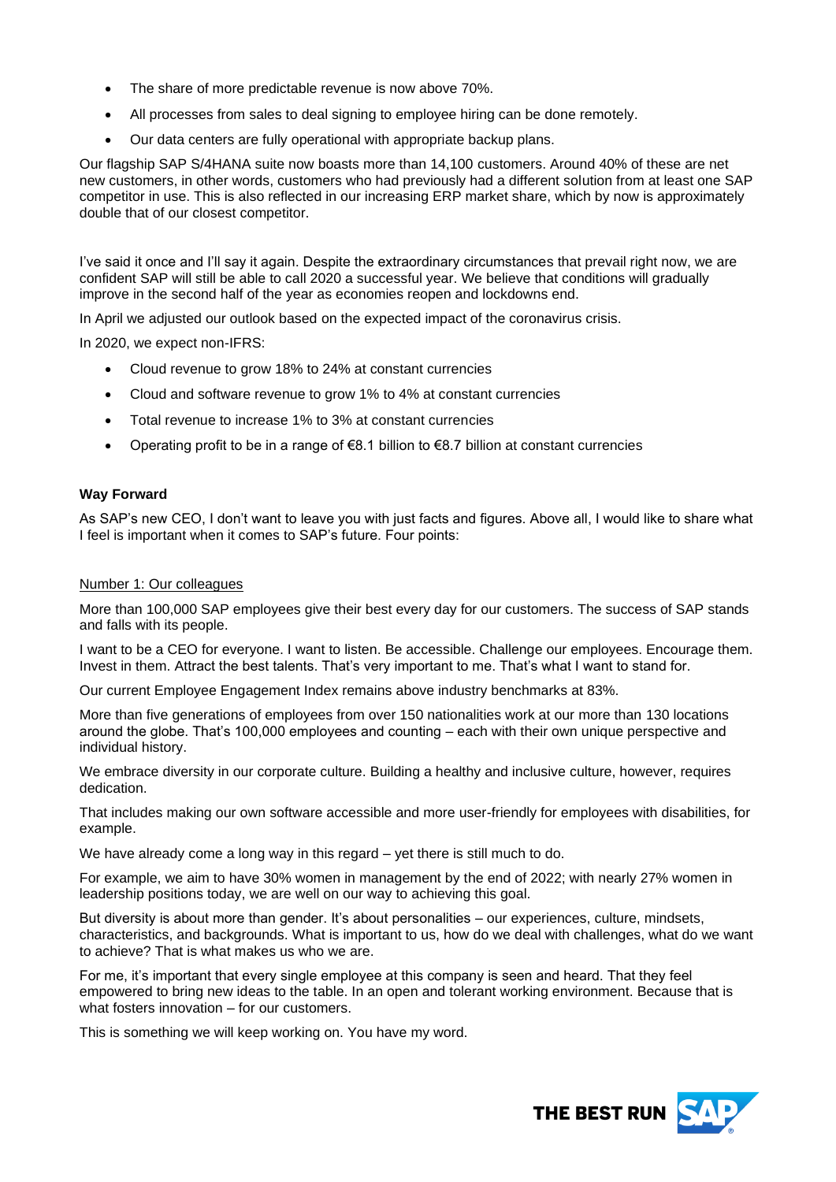- The share of more predictable revenue is now above 70%.
- All processes from sales to deal signing to employee hiring can be done remotely.
- Our data centers are fully operational with appropriate backup plans.

Our flagship SAP S/4HANA suite now boasts more than 14,100 customers. Around 40% of these are net new customers, in other words, customers who had previously had a different solution from at least one SAP competitor in use. This is also reflected in our increasing ERP market share, which by now is approximately double that of our closest competitor.

I've said it once and I'll say it again. Despite the extraordinary circumstances that prevail right now, we are confident SAP will still be able to call 2020 a successful year. We believe that conditions will gradually improve in the second half of the year as economies reopen and lockdowns end.

In April we adjusted our outlook based on the expected impact of the coronavirus crisis.

In 2020, we expect non-IFRS:

- Cloud revenue to grow 18% to 24% at constant currencies
- Cloud and software revenue to grow 1% to 4% at constant currencies
- Total revenue to increase 1% to 3% at constant currencies
- Operating profit to be in a range of €8.1 billion to €8.7 billion at constant currencies

**Way Forward**

As SAP's new CEO, I don't want to leave you with just facts and figures. Above all, I would like to share what I feel is important when it comes to SAP's future. Four points:

Number 1: Our colleagues

More than 100,000 SAP employees give their best every day for our customers. The success of SAP stands and falls with its people.

I want to be a CEO for everyone. I want to listen. Be accessible. Challenge our employees. Encourage them. Invest in them. Attract the best talents. That's very important to me. That's what I want to stand for.

Our current Employee Engagement Index remains above industry benchmarks at 83%.

More than five generations of employees from over 150 nationalities work at our more than 130 locations around the globe. That's 100,000 employees and counting – each with their own unique perspective and individual history.

We embrace diversity in our corporate culture. Building a healthy and inclusive culture, however, requires dedication.

That includes making our own software accessible and more user-friendly for employees with disabilities, for example.

We have already come a long way in this regard – yet there is still much to do.

For example, we aim to have 30% women in management by the end of 2022; with nearly 27% women in leadership positions today, we are well on our way to achieving this goal.

But diversity is about more than gender. It's about personalities – our experiences, culture, mindsets, characteristics, and backgrounds. What is important to us, how do we deal with challenges, what do we want to achieve? That is what makes us who we are.

For me, it's important that every single employee at this company is seen and heard. That they feel empowered to bring new ideas to the table. In an open and tolerant working environment. Because that is what fosters innovation – for our customers.

This is something we will keep working on. You have my word.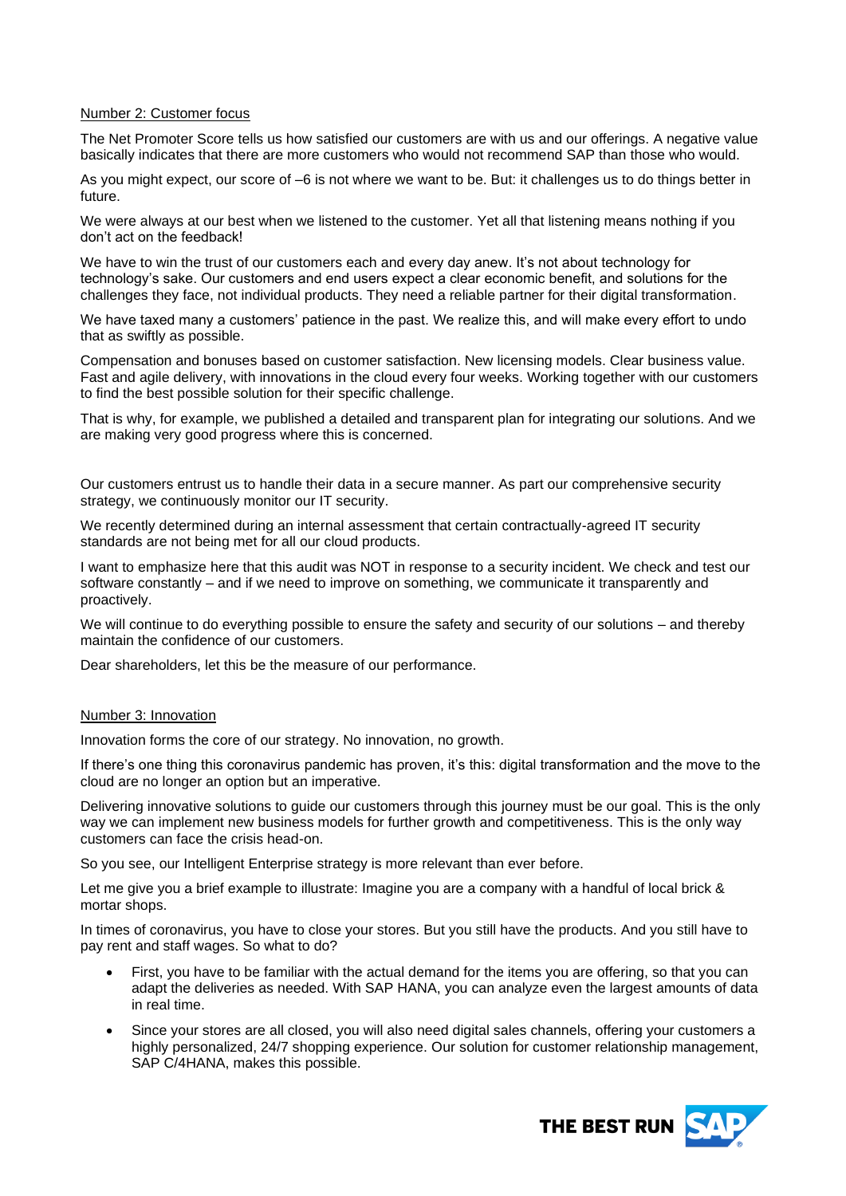Number 2: Customer focus

The Net Promoter Score tells us how satisfied our customers are with us and our offerings. A negative value basically indicates that there are more customers who would not recommend SAP than those who would.

As you might expect, our score of –6 is not where we want to be. But: it challenges us to do things better in future.

We were always at our best when we listened to the customer. Yet all that listening means nothing if you don't act on the feedback!

We have to win the trust of our customers each and every day anew. It's not about technology for technology's sake. Our customers and end users expect a clear economic benefit, and solutions for the challenges they face, not individual products. They need a reliable partner for their digital transformation.

We have taxed many a customers' patience in the past. We realize this, and will make every effort to undo that as swiftly as possible.

Compensation and bonuses based on customer satisfaction. New licensing models. Clear business value. Fast and agile delivery, with innovations in the cloud every four weeks. Working together with our customers to find the best possible solution for their specific challenge.

That is why, for example, we published a detailed and transparent plan for integrating our solutions. And we are making very good progress where this is concerned.

Our customers entrust us to handle their data in a secure manner. As part our comprehensive security strategy, we continuously monitor our IT security.

We recently determined during an internal assessment that certain contractually-agreed IT security standards are not being met for all our cloud products.

I want to emphasize here that this audit was NOT in response to a security incident. We check and test our software constantly – and if we need to improve on something, we communicate it transparently and proactively.

We will continue to do everything possible to ensure the safety and security of our solutions – and thereby maintain the confidence of our customers.

Dear shareholders, let this be the measure of our performance.

Number 3: Innovation

Innovation forms the core of our strategy. No innovation, no growth.

If there's one thing this coronavirus pandemic has proven, it's this: digital transformation and the move to the cloud are no longer an option but an imperative.

Delivering innovative solutions to guide our customers through this journey must be our goal. This is the only way we can implement new business models for further growth and competitiveness. This is the only way customers can face the crisis head-on.

So you see, our Intelligent Enterprise strategy is more relevant than ever before.

Let me give you a brief example to illustrate: Imagine you are a company with a handful of local brick & mortar shops.

In times of coronavirus, you have to close your stores. But you still have the products. And you still have to pay rent and staff wages. So what to do?

- First, you have to be familiar with the actual demand for the items you are offering, so that you can adapt the deliveries as needed. With SAP HANA, you can analyze even the largest amounts of data in real time.
- Since your stores are all closed, you will also need digital sales channels, offering your customers a highly personalized, 24/7 shopping experience. Our solution for customer relationship management, SAP C/4HANA, makes this possible.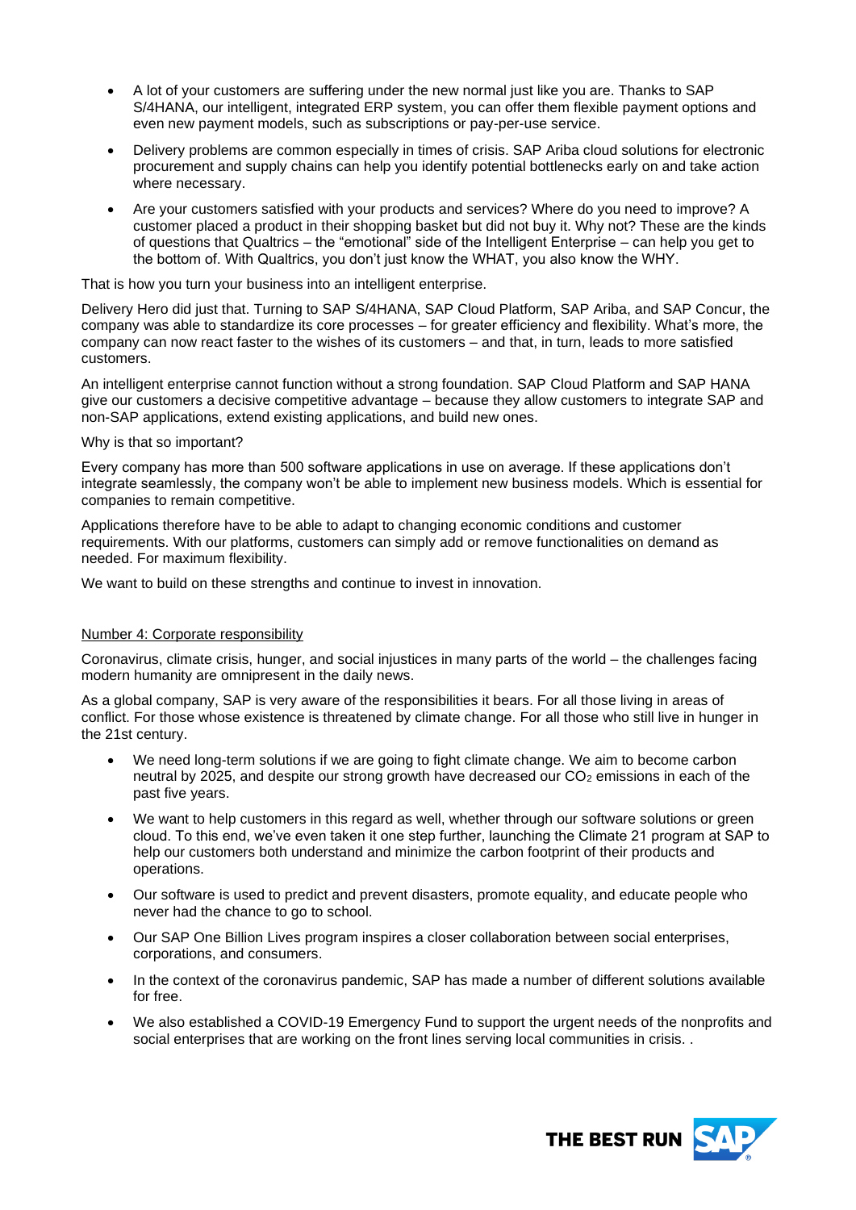- A lot of your customers are suffering under the new normal just like you are. Thanks to SAP S/4HANA, our intelligent, integrated ERP system, you can offer them flexible payment options and even new payment models, such as subscriptions or pay-per-use service.
- Delivery problems are common especially in times of crisis. SAP Ariba cloud solutions for electronic procurement and supply chains can help you identify potential bottlenecks early on and take action where necessary.
- Are your customers satisfied with your products and services? Where do you need to improve? A customer placed a product in their shopping basket but did not buy it. Why not? These are the kinds of questions that Qualtrics – the "emotional" side of the Intelligent Enterprise – can help you get to the bottom of. With Qualtrics, you don't just know the WHAT, you also know the WHY.

That is how you turn your business into an intelligent enterprise.

Delivery Hero did just that. Turning to SAP S/4HANA, SAP Cloud Platform, SAP Ariba, and SAP Concur, the company was able to standardize its core processes – for greater efficiency and flexibility. What's more, the company can now react faster to the wishes of its customers – and that, in turn, leads to more satisfied customers.

An intelligent enterprise cannot function without a strong foundation. SAP Cloud Platform and SAP HANA give our customers a decisive competitive advantage – because they allow customers to integrate SAP and non-SAP applications, extend existing applications, and build new ones.

Why is that so important?

Every company has more than 500 software applications in use on average. If these applications don't integrate seamlessly, the company won't be able to implement new business models. Which is essential for companies to remain competitive.

Applications therefore have to be able to adapt to changing economic conditions and customer requirements. With our platforms, customers can simply add or remove functionalities on demand as needed. For maximum flexibility.

We want to build on these strengths and continue to invest in innovation.

## Number 4: Corporate responsibility

Coronavirus, climate crisis, hunger, and social injustices in many parts of the world – the challenges facing modern humanity are omnipresent in the daily news.

As a global company, SAP is very aware of the responsibilities it bears. For all those living in areas of conflict. For those whose existence is threatened by climate change. For all those who still live in hunger in the 21st century.

- We need long-term solutions if we are going to fight climate change. We aim to become carbon neutral by 2025, and despite our strong growth have decreased our $CO_2$ emissions in each of the past five years.
- We want to help customers in this regard as well, whether through our software solutions or green cloud. To this end, we've even taken it one step further, launching the Climate 21 program at SAP to help our customers both understand and minimize the carbon footprint of their products and operations.
- Our software is used to predict and prevent disasters, promote equality, and educate people who never had the chance to go to school.
- Our SAP One Billion Lives program inspires a closer collaboration between social enterprises, corporations, and consumers.
- In the context of the coronavirus pandemic, SAP has made a number of different solutions available for free.
- We also established a COVID-19 Emergency Fund to support the urgent needs of the nonprofits and social enterprises that are working on the front lines serving local communities in crisis. .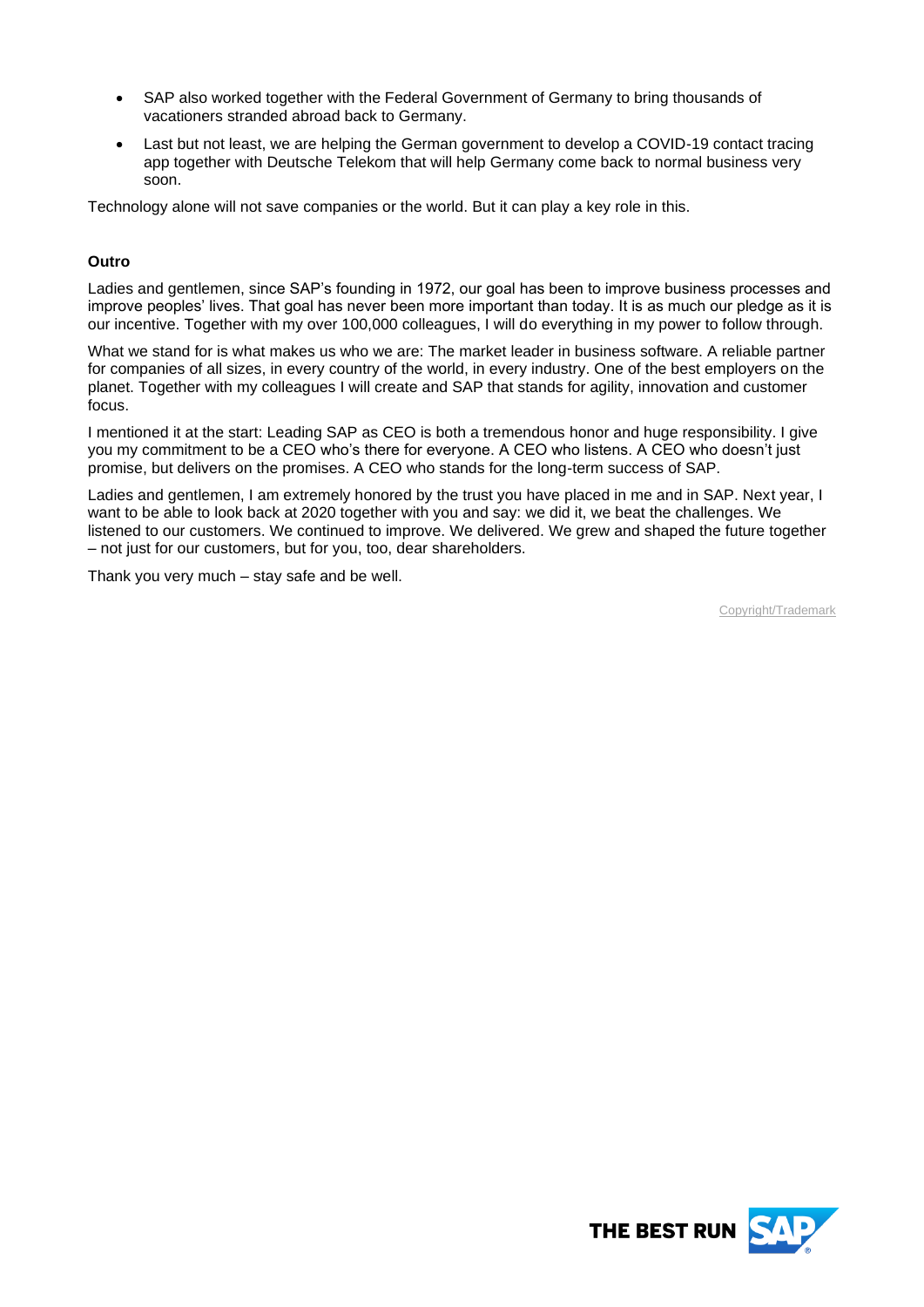- SAP also worked together with the Federal Government of Germany to bring thousands of vacationers stranded abroad back to Germany.
- Last but not least, we are helping the German government to develop a COVID-19 contact tracing app together with Deutsche Telekom that will help Germany come back to normal business very soon.

Technology alone will not save companies or the world. But it can play a key role in this.

**Outro**

Ladies and gentlemen, since SAP's founding in 1972, our goal has been to improve business processes and improve peoples' lives. That goal has never been more important than today. It is as much our pledge as it is our incentive. Together with my over 100,000 colleagues, I will do everything in my power to follow through.

What we stand for is what makes us who we are: The market leader in business software. A reliable partner for companies of all sizes, in every country of the world, in every industry. One of the best employers on the planet. Together with my colleagues I will create and SAP that stands for agility, innovation and customer focus.

I mentioned it at the start: Leading SAP as CEO is both a tremendous honor and huge responsibility. I give you my commitment to be a CEO who's there for everyone. A CEO who listens. A CEO who doesn't just promise, but delivers on the promises. A CEO who stands for the long-term success of SAP.

Ladies and gentlemen, I am extremely honored by the trust you have placed in me and in SAP. Next year, I want to be able to look back at 2020 together with you and say: we did it, we beat the challenges. We listened to our customers. We continued to improve. We delivered. We grew and shaped the future together – not just for our customers, but for you, too, dear shareholders.

Thank you very much – stay safe and be well.

Copyright/Trademark

THE BEST RUN SAP